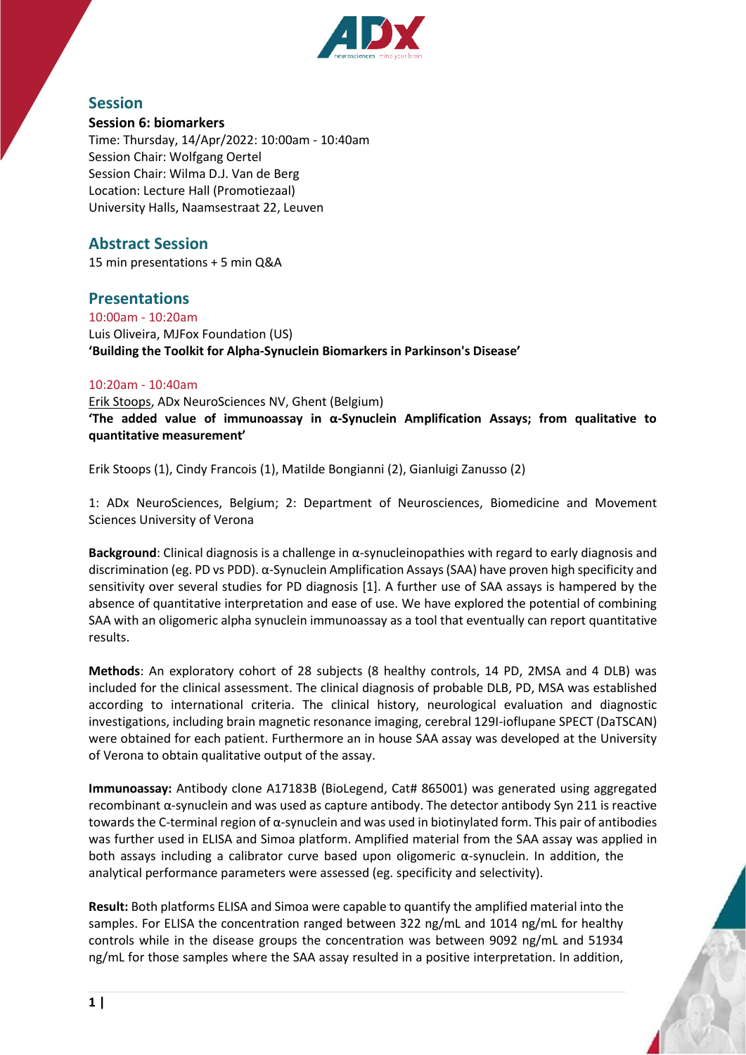## Session

**Session 6: biomarkers**
Time: Thursday, 14/Apr/2022: 10:00am - 10:40am
Session Chair: Wolfgang Oertel
Session Chair: Wilma D.J. Van de Berg
Location: Lecture Hall (Promotiezaal)
University Halls, Naamsestraat 22, Leuven

## Abstract Session

15 min presentations + 5 min Q&A

## Presentations

10:00am - 10:20am
Luis Oliveira, MJFox Foundation (US)
**'Building the Toolkit for Alpha-Synuclein Biomarkers in Parkinson's Disease'**

10:20am - 10:40am
Erik Stoops, ADx NeuroSciences NV, Ghent (Belgium)
**'The added value of immunoassay in α-Synuclein Amplification Assays; from qualitative to quantitative measurement'**

Erik Stoops (1), Cindy Francois (1), Matilde Bongianni (2), Gianluigi Zanusso (2)

1: ADx NeuroSciences, Belgium; 2: Department of Neurosciences, Biomedicine and Movement Sciences University of Verona

**Background**: Clinical diagnosis is a challenge in α-synucleinopathies with regard to early diagnosis and discrimination (eg. PD vs PDD). α-Synuclein Amplification Assays (SAA) have proven high specificity and sensitivity over several studies for PD diagnosis [1]. A further use of SAA assays is hampered by the absence of quantitative interpretation and ease of use. We have explored the potential of combining SAA with an oligomeric alpha synuclein immunoassay as a tool that eventually can report quantitative results.

**Methods**: An exploratory cohort of 28 subjects (8 healthy controls, 14 PD, 2MSA and 4 DLB) was included for the clinical assessment. The clinical diagnosis of probable DLB, PD, MSA was established according to international criteria. The clinical history, neurological evaluation and diagnostic investigations, including brain magnetic resonance imaging, cerebral 129I-ioflupane SPECT (DaTSCAN) were obtained for each patient. Furthermore an in house SAA assay was developed at the University of Verona to obtain qualitative output of the assay.

**Immunoassay:** Antibody clone A17183B (BioLegend, Cat# 865001) was generated using aggregated recombinant α-synuclein and was used as capture antibody. The detector antibody Syn 211 is reactive towards the C-terminal region of α-synuclein and was used in biotinylated form. This pair of antibodies was further used in ELISA and Simoa platform. Amplified material from the SAA assay was applied in both assays including a calibrator curve based upon oligomeric α-synuclein. In addition, the analytical performance parameters were assessed (eg. specificity and selectivity).

**Result:** Both platforms ELISA and Simoa were capable to quantify the amplified material into the samples. For ELISA the concentration ranged between 322 ng/mL and 1014 ng/mL for healthy controls while in the disease groups the concentration was between 9092 ng/mL and 51934 ng/mL for those samples where the SAA assay resulted in a positive interpretation. In addition,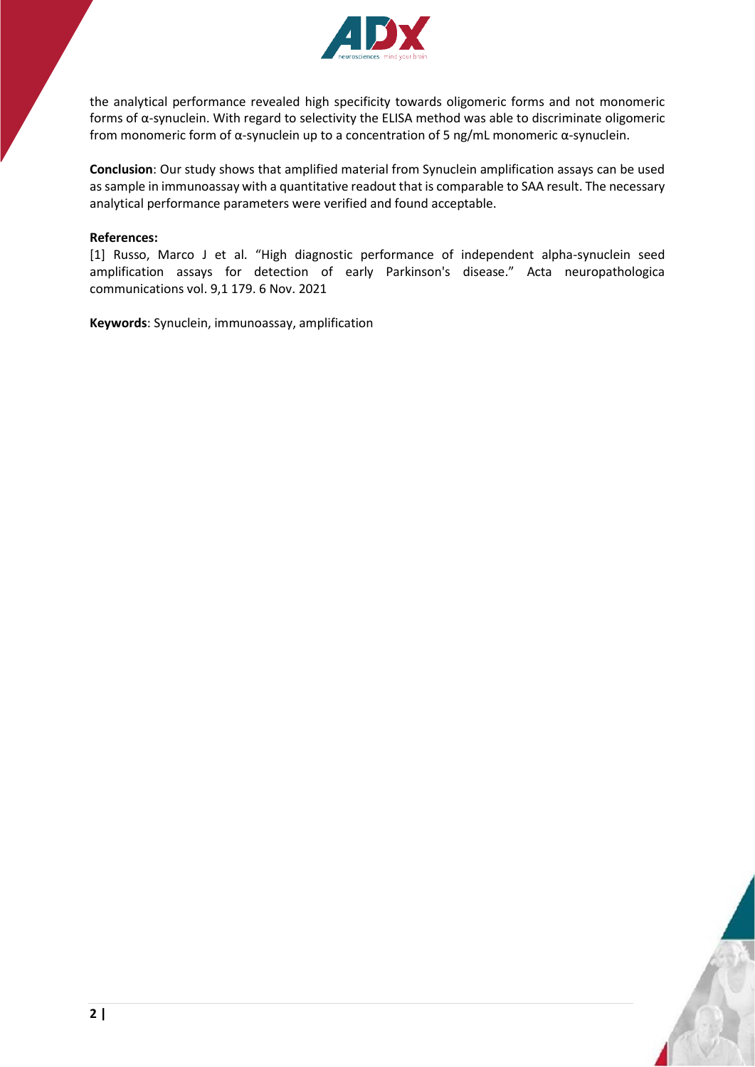the analytical performance revealed high specificity towards oligomeric forms and not monomeric forms of α-synuclein. With regard to selectivity the ELISA method was able to discriminate oligomeric from monomeric form of α-synuclein up to a concentration of 5 ng/mL monomeric α-synuclein.

**Conclusion**: Our study shows that amplified material from Synuclein amplification assays can be used as sample in immunoassay with a quantitative readout that is comparable to SAA result. The necessary analytical performance parameters were verified and found acceptable.

**References:**

[1] Russo, Marco J et al. "High diagnostic performance of independent alpha-synuclein seed amplification assays for detection of early Parkinson's disease." Acta neuropathologica communications vol. 9,1 179. 6 Nov. 2021

**Keywords**: Synuclein, immunoassay, amplification